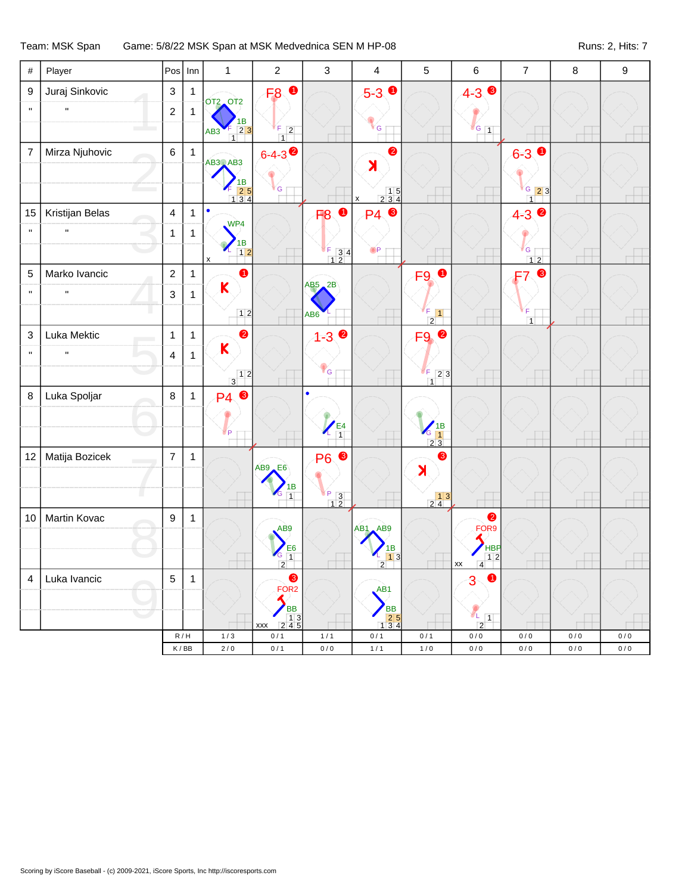Team: MSK Span Game: 5/8/22 MSK Span at MSK Medvednica SEN M HP-08 Runs: 2, Hits: 7

| # | Player | Pos | Inn | 1 | 2 | 3 | 4 | 5 | 6 | 7 | 8 | 9 |
|---|---|---|---|---|---|---|---|---|---|---|---|---|
| 9 | Juraj Sinkovic | 3 | 1 | OT2 OT2 AB3 1B F 2 3 1 | F8 ❶ F 2 1 | | 5-3 ❶ G | | 4-3 ❸ G 1 | | | |
| " | " | 2 | 1 | | | | | | | | | |
| 7 | Mirza Njuhovic | 6 | 1 | AB3 AB3 1B F 2 5 1 3 4 | 6-4-3 ❷ G | | ❷ K x 1 5 2 3 4 | | | 6-3 ❶ G 2 3 1 | | |
| 15 | Kristijan Belas | 4 | 1 | WP4 1B L 1 2 x | | F8 ❶ F 3 4 1 2 | P4 ❸ P | | | 4-3 ❷ G 1 2 | | |
| " | " | 1 | 1 | | | | | | | | | |
| 5 | Marko Ivancic | 2 | 1 | ❶ K 1 2 | | AB5 2B AB6 L | | F9 ❶ F 1 2 | | F7 ❸ F 1 | | |
| " | " | 3 | 1 | | | | | | | | | |
| 3 | Luka Mektic | 1 | 1 | ❷ K 1 2 3 | | 1-3 ❷ G | | F9 ❷ F 2 3 1 | | | | |
| " | " | 4 | 1 | | | | | | | | | |
| 8 | Luka Spoljar | 8 | 1 | P4 ❸ P | | E4 L 1 | | 1B G 1 2 3 | | | | |
| 12 | Matija Bozicek | 7 | 1 | | AB9 E6 1B G 1 | P6 ❸ P 3 1 2 | | ❸ K 1 3 2 4 | | | | |
| 10 | Martin Kovac | 9 | 1 | | AB9 E6 G 1 2 | | AB1 AB9 1B L 1 3 2 | | ❷ FOR9 HBP xx 1 2 4 | | | |
| 4 | Luka Ivancic | 5 | 1 | | ❸ FOR2 BB xxx 1 3 2 4 5 | | AB1 BB 2 5 1 3 4 | | 3 ❶ L 1 2 | | | |
| | | R / H | | 1 / 3 | 0 / 1 | 1 / 1 | 0 / 1 | 0 / 1 | 0 / 0 | 0 / 0 | 0 / 0 | 0 / 0 |
| | | K / BB | | 2 / 0 | 0 / 1 | 0 / 0 | 1 / 1 | 1 / 0 | 0 / 0 | 0 / 0 | 0 / 0 | 0 / 0 |

Scoring by iScore Baseball - (c) 2009-2021, iScore Sports, Inc http://iscoresports.com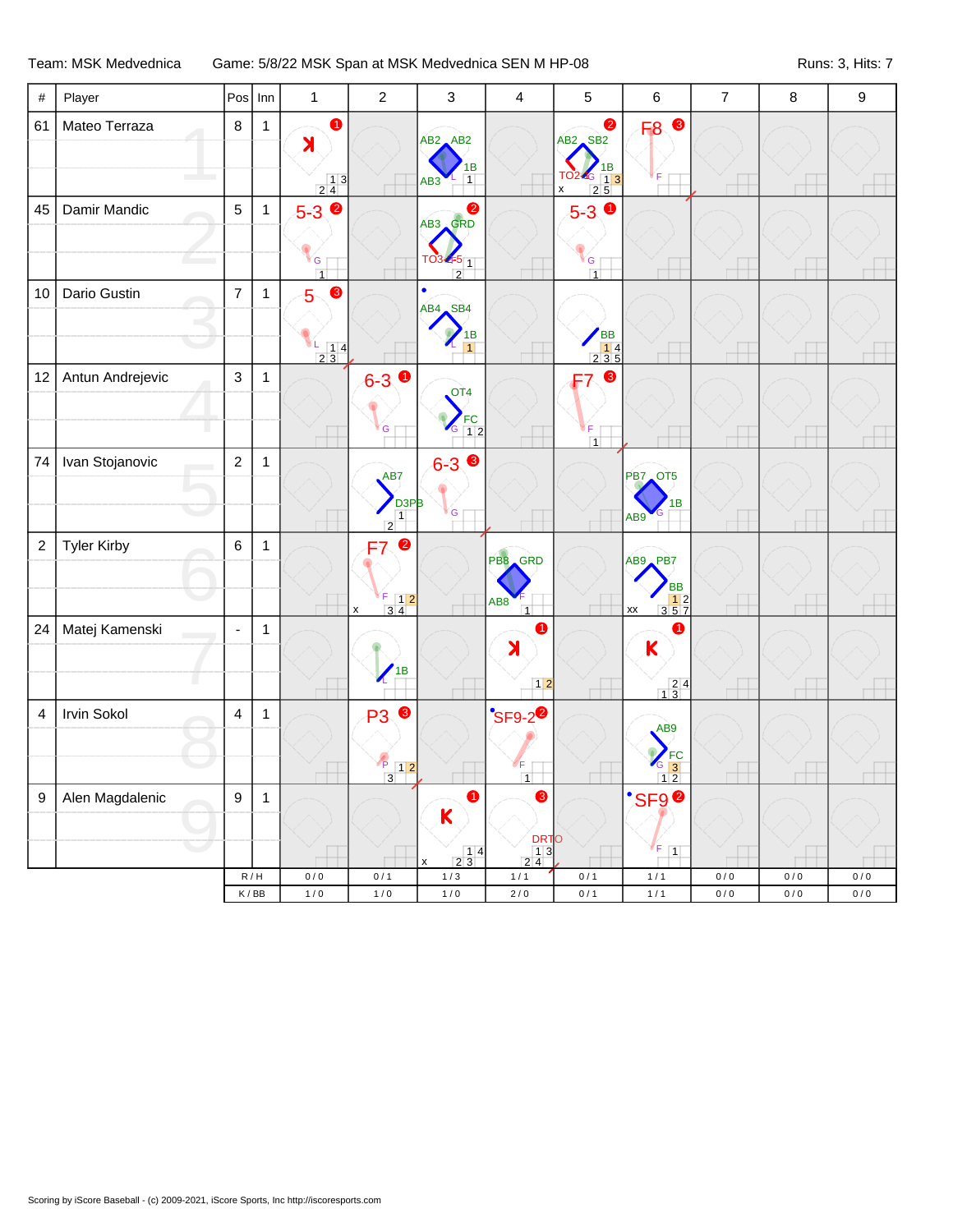Team: MSK Medvednica Game: 5/8/22 MSK Span at MSK Medvednica SEN M HP-08 Runs: 3, Hits: 7

| # | Player | Pos | Inn | 1 | 2 | 3 | 4 | 5 | 6 | 7 | 8 | 9 |
|---|---|---|---|---|---|---|---|---|---|---|---|---|
| 61 | Mateo Terraza | 8 | 1 | ꓘ 1 |  | AB2 AB2 1B AB3 |  | AB2 SB2 1B TO2 2 x | F8 3 |  |  |  |
| 45 | Damir Mandic | 5 | 1 | 5-3 2 |  | AB3 GRD TO3 6-5 2 |  | 5-3 1 |  |  |  |  |
| 10 | Dario Gustin | 7 | 1 | 5 3 |  | AB4 SB4 1B |  | BB |  |  |  |  |
| 12 | Antun Andrejevic | 3 | 1 |  | 6-3 1 | OT4 FC |  | F7 3 |  |  |  |  |
| 74 | Ivan Stojanovic | 2 | 1 |  | AB7 D3PB | 6-3 3 |  |  | PB7 OT5 1B AB9 |  |  |  |
| 2 | Tyler Kirby | 6 | 1 |  | F7 2 x |  | PB8 GRD AB8 |  | AB9 PB7 BB xx |  |  |  |
| 24 | Matej Kamenski | - | 1 |  | 1B |  | ꓘ 1 |  | K 1 |  |  |  |
| 4 | Irvin Sokol | 4 | 1 |  | P3 3 |  | SF9-2 2 |  | AB9 FC |  |  |  |
| 9 | Alen Magdalenic | 9 | 1 |  |  | K 1 x | 3 DRTO |  | SF9 2 |  |  |  |
|  |  | R / H |  | 0 / 0 | 0 / 1 | 1 / 3 | 1 / 1 | 0 / 1 | 1 / 1 | 0 / 0 | 0 / 0 | 0 / 0 |
|  |  | K / BB |  | 1 / 0 | 1 / 0 | 1 / 0 | 2 / 0 | 0 / 1 | 1 / 1 | 0 / 0 | 0 / 0 | 0 / 0 |

Scoring by iScore Baseball - (c) 2009-2021, iScore Sports, Inc http://iscoresports.com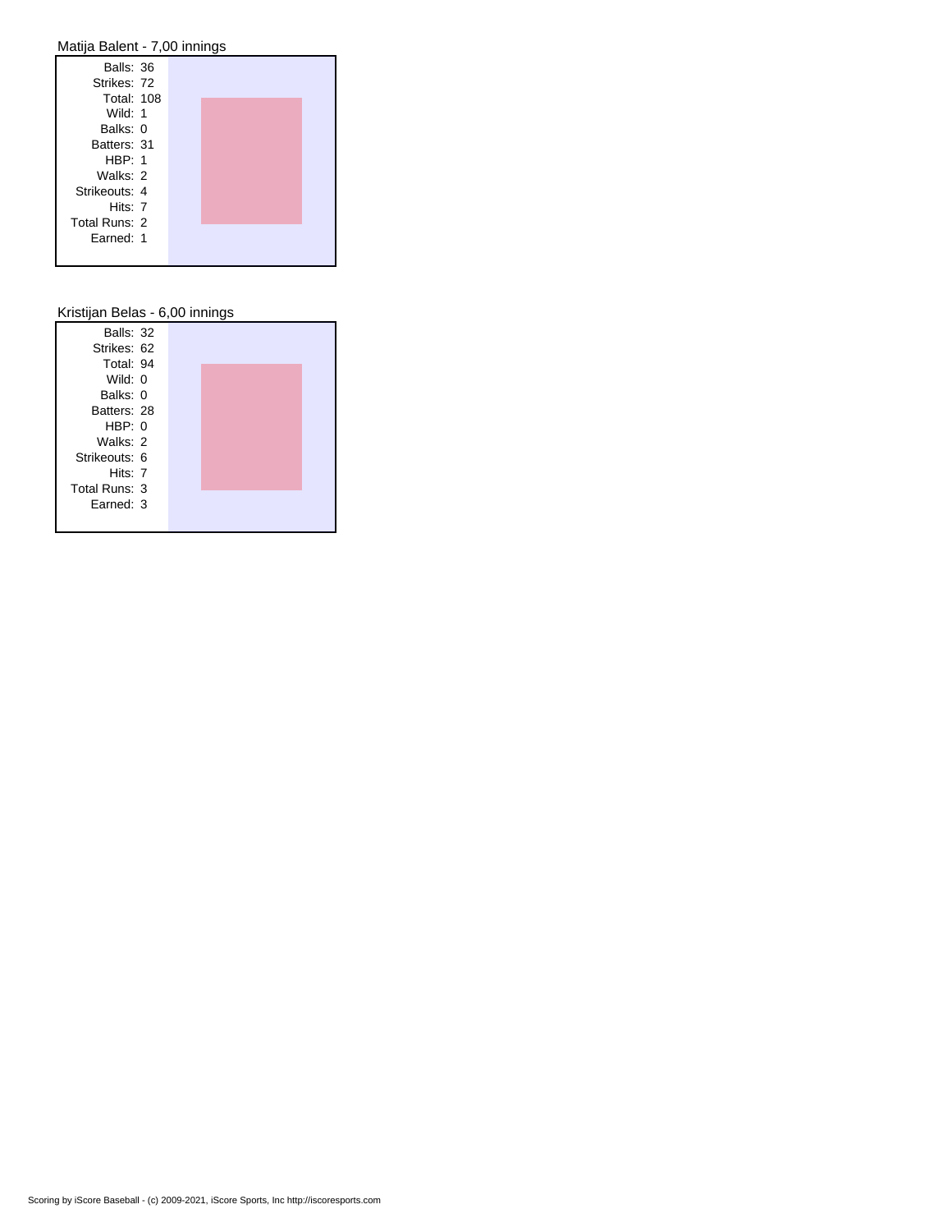Matija Balent - 7,00 innings

Balls: 36
Strikes: 72
Total: 108
Wild: 1
Balks: 0
Batters: 31
HBP: 1
Walks: 2
Strikeouts: 4
Hits: 7
Total Runs: 2
Earned: 1

Kristijan Belas - 6,00 innings

Balls: 32
Strikes: 62
Total: 94
Wild: 0
Balks: 0
Batters: 28
HBP: 0
Walks: 2
Strikeouts: 6
Hits: 7
Total Runs: 3
Earned: 3